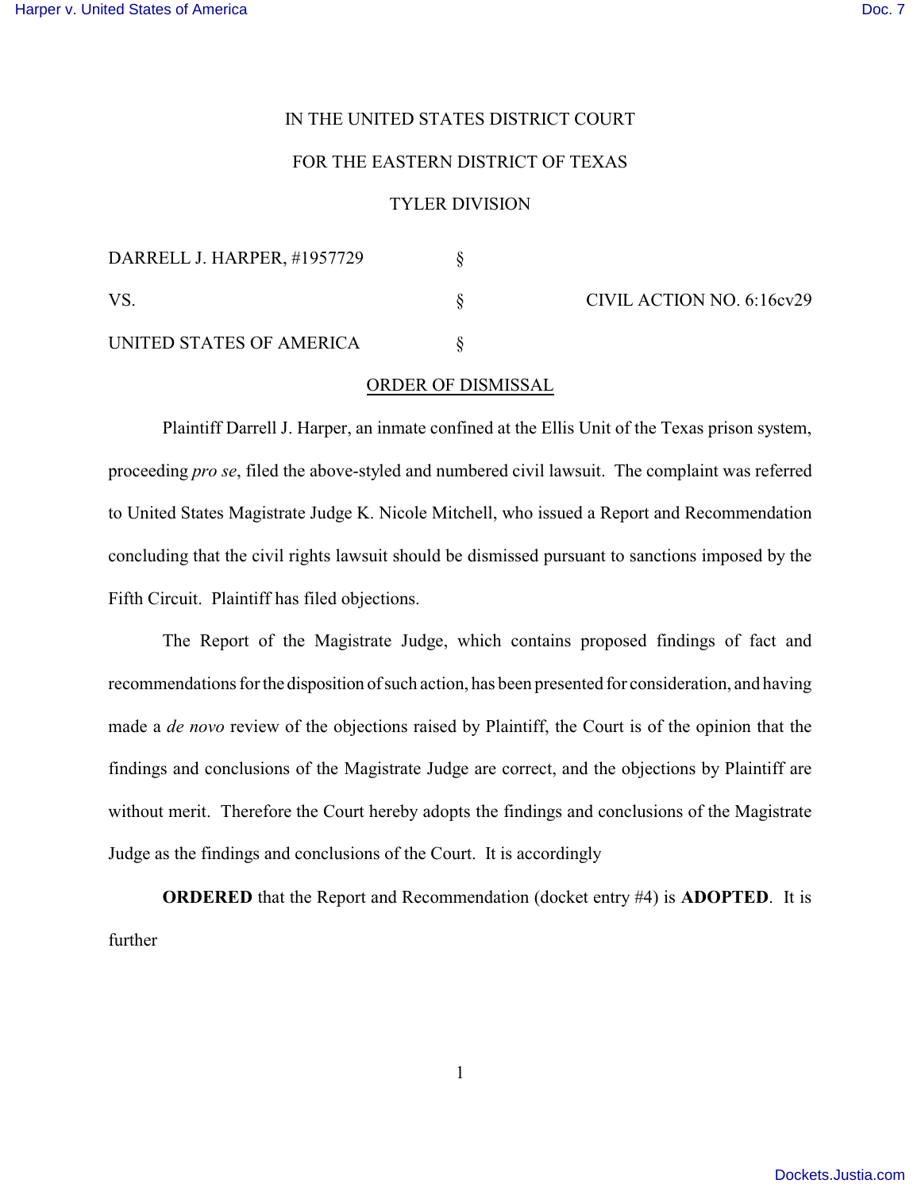IN THE UNITED STATES DISTRICT COURT

FOR THE EASTERN DISTRICT OF TEXAS

TYLER DIVISION

| | | |
|---|---|---|
| DARRELL J. HARPER, #1957729 | § | |
| VS. | § | CIVIL ACTION NO. 6:16cv29 |
| UNITED STATES OF AMERICA | § | |

ORDER OF DISMISSAL

Plaintiff Darrell J. Harper, an inmate confined at the Ellis Unit of the Texas prison system, proceeding *pro se*, filed the above-styled and numbered civil lawsuit. The complaint was referred to United States Magistrate Judge K. Nicole Mitchell, who issued a Report and Recommendation concluding that the civil rights lawsuit should be dismissed pursuant to sanctions imposed by the Fifth Circuit. Plaintiff has filed objections.

The Report of the Magistrate Judge, which contains proposed findings of fact and recommendations for the disposition of such action, has been presented for consideration, and having made a *de novo* review of the objections raised by Plaintiff, the Court is of the opinion that the findings and conclusions of the Magistrate Judge are correct, and the objections by Plaintiff are without merit. Therefore the Court hereby adopts the findings and conclusions of the Magistrate Judge as the findings and conclusions of the Court. It is accordingly

**ORDERED** that the Report and Recommendation (docket entry #4) is **ADOPTED**. It is further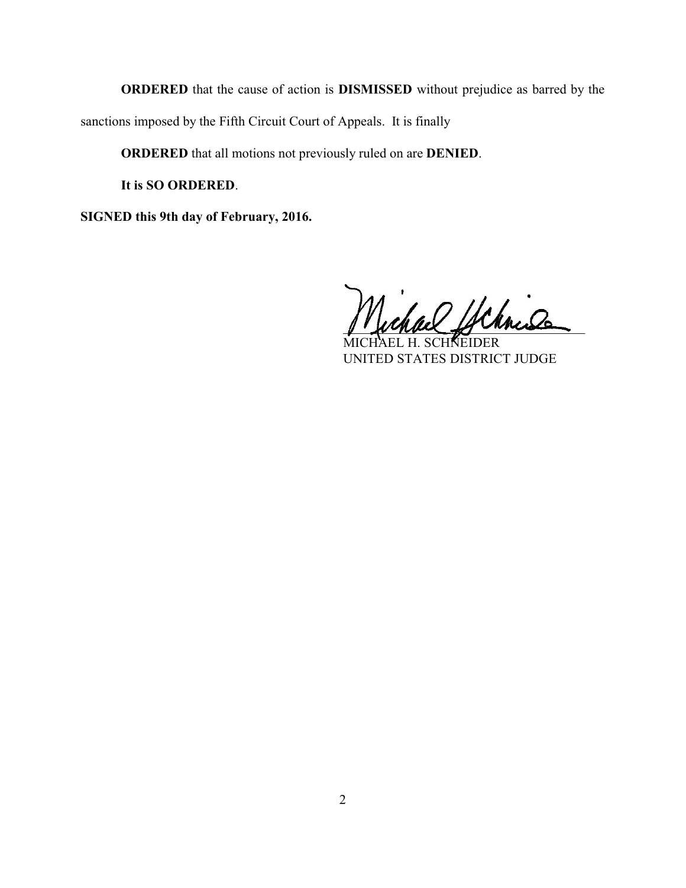**ORDERED** that the cause of action is **DISMISSED** without prejudice as barred by the sanctions imposed by the Fifth Circuit Court of Appeals. It is finally

**ORDERED** that all motions not previously ruled on are **DENIED**.

**It is SO ORDERED**.

**SIGNED this 9th day of February, 2016.**

MICHAEL H. SCHNEIDER
UNITED STATES DISTRICT JUDGE